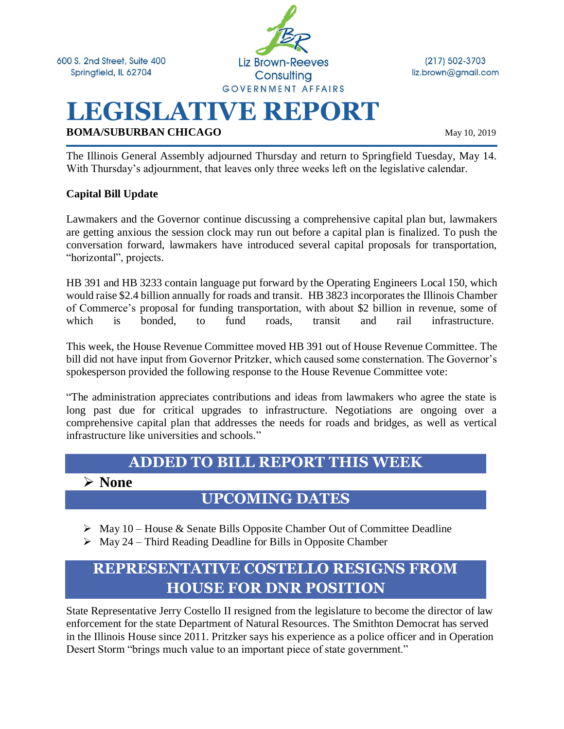600 S. 2nd Street, Suite 400
Springfield, IL 62704

Liz Brown-Reeves Consulting
GOVERNMENT AFFAIRS

(217) 502-3703
liz.brown@gmail.com

# LEGISLATIVE REPORT

**BOMA/SUBURBAN CHICAGO**

May 10, 2019

The Illinois General Assembly adjourned Thursday and return to Springfield Tuesday, May 14. With Thursday's adjournment, that leaves only three weeks left on the legislative calendar.

**Capital Bill Update**

Lawmakers and the Governor continue discussing a comprehensive capital plan but, lawmakers are getting anxious the session clock may run out before a capital plan is finalized. To push the conversation forward, lawmakers have introduced several capital proposals for transportation, "horizontal", projects.

HB 391 and HB 3233 contain language put forward by the Operating Engineers Local 150, which would raise $2.4 billion annually for roads and transit. HB 3823 incorporates the Illinois Chamber of Commerce's proposal for funding transportation, with about $2 billion in revenue, some of which is bonded, to fund roads, transit and rail infrastructure.

This week, the House Revenue Committee moved HB 391 out of House Revenue Committee. The bill did not have input from Governor Pritzker, which caused some consternation. The Governor's spokesperson provided the following response to the House Revenue Committee vote:

"The administration appreciates contributions and ideas from lawmakers who agree the state is long past due for critical upgrades to infrastructure. Negotiations are ongoing over a comprehensive capital plan that addresses the needs for roads and bridges, as well as vertical infrastructure like universities and schools."

## ADDED TO BILL REPORT THIS WEEK

- **None**

## UPCOMING DATES

- May 10 – House & Senate Bills Opposite Chamber Out of Committee Deadline
- May 24 – Third Reading Deadline for Bills in Opposite Chamber

## REPRESENTATIVE COSTELLO RESIGNS FROM HOUSE FOR DNR POSITION

State Representative Jerry Costello II resigned from the legislature to become the director of law enforcement for the state Department of Natural Resources. The Smithton Democrat has served in the Illinois House since 2011. Pritzker says his experience as a police officer and in Operation Desert Storm "brings much value to an important piece of state government."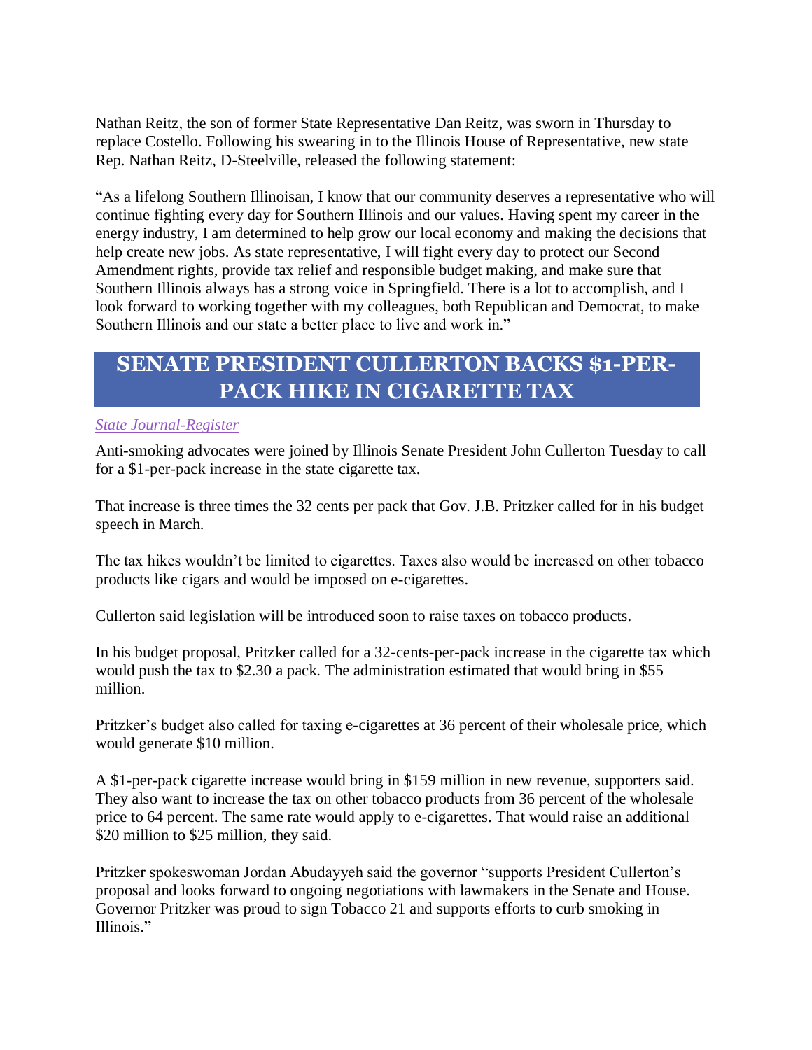Nathan Reitz, the son of former State Representative Dan Reitz, was sworn in Thursday to replace Costello. Following his swearing in to the Illinois House of Representative, new state Rep. Nathan Reitz, D-Steelville, released the following statement:

"As a lifelong Southern Illinoisan, I know that our community deserves a representative who will continue fighting every day for Southern Illinois and our values. Having spent my career in the energy industry, I am determined to help grow our local economy and making the decisions that help create new jobs. As state representative, I will fight every day to protect our Second Amendment rights, provide tax relief and responsible budget making, and make sure that Southern Illinois always has a strong voice in Springfield. There is a lot to accomplish, and I look forward to working together with my colleagues, both Republican and Democrat, to make Southern Illinois and our state a better place to live and work in."

## SENATE PRESIDENT CULLERTON BACKS $1-PER-PACK HIKE IN CIGARETTE TAX

*State Journal-Register*

Anti-smoking advocates were joined by Illinois Senate President John Cullerton Tuesday to call for a $1-per-pack increase in the state cigarette tax.

That increase is three times the 32 cents per pack that Gov. J.B. Pritzker called for in his budget speech in March.

The tax hikes wouldn't be limited to cigarettes. Taxes also would be increased on other tobacco products like cigars and would be imposed on e-cigarettes.

Cullerton said legislation will be introduced soon to raise taxes on tobacco products.

In his budget proposal, Pritzker called for a 32-cents-per-pack increase in the cigarette tax which would push the tax to $2.30 a pack. The administration estimated that would bring in $55 million.

Pritzker's budget also called for taxing e-cigarettes at 36 percent of their wholesale price, which would generate $10 million.

A $1-per-pack cigarette increase would bring in $159 million in new revenue, supporters said. They also want to increase the tax on other tobacco products from 36 percent of the wholesale price to 64 percent. The same rate would apply to e-cigarettes. That would raise an additional $20 million to $25 million, they said.

Pritzker spokeswoman Jordan Abudayyeh said the governor "supports President Cullerton's proposal and looks forward to ongoing negotiations with lawmakers in the Senate and House. Governor Pritzker was proud to sign Tobacco 21 and supports efforts to curb smoking in Illinois."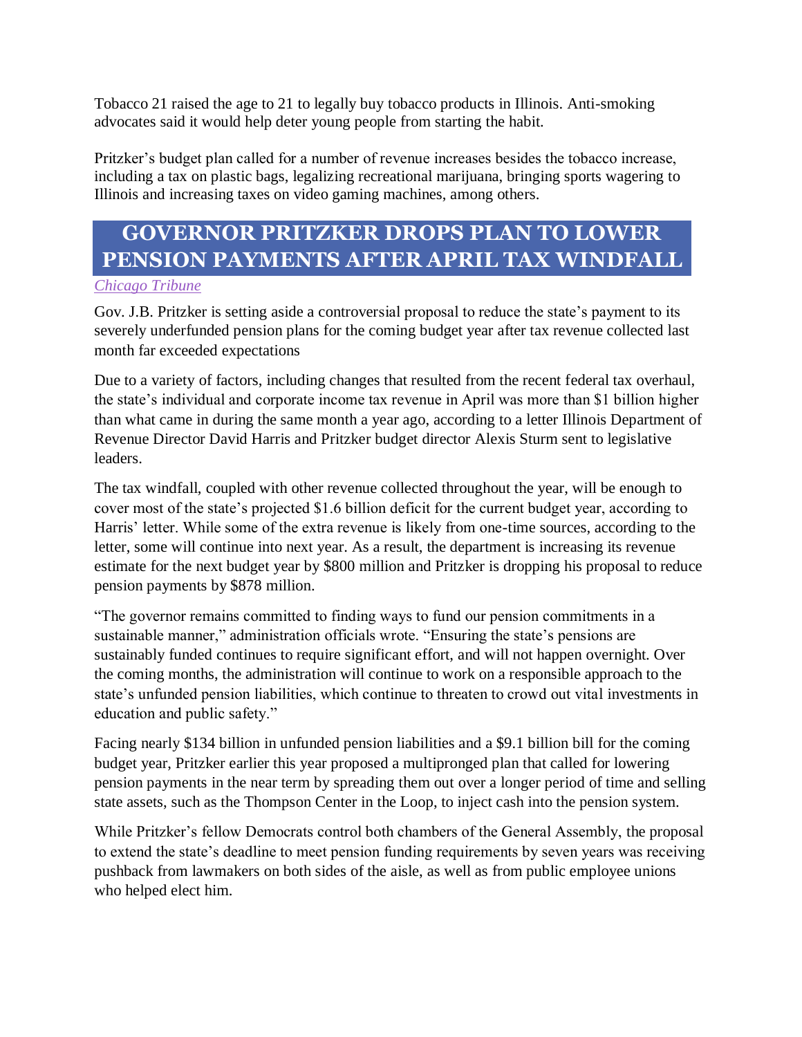Tobacco 21 raised the age to 21 to legally buy tobacco products in Illinois. Anti-smoking advocates said it would help deter young people from starting the habit.

Pritzker's budget plan called for a number of revenue increases besides the tobacco increase, including a tax on plastic bags, legalizing recreational marijuana, bringing sports wagering to Illinois and increasing taxes on video gaming machines, among others.

## GOVERNOR PRITZKER DROPS PLAN TO LOWER PENSION PAYMENTS AFTER APRIL TAX WINDFALL

*Chicago Tribune*

Gov. J.B. Pritzker is setting aside a controversial proposal to reduce the state's payment to its severely underfunded pension plans for the coming budget year after tax revenue collected last month far exceeded expectations

Due to a variety of factors, including changes that resulted from the recent federal tax overhaul, the state's individual and corporate income tax revenue in April was more than $1 billion higher than what came in during the same month a year ago, according to a letter Illinois Department of Revenue Director David Harris and Pritzker budget director Alexis Sturm sent to legislative leaders.

The tax windfall, coupled with other revenue collected throughout the year, will be enough to cover most of the state's projected $1.6 billion deficit for the current budget year, according to Harris' letter. While some of the extra revenue is likely from one-time sources, according to the letter, some will continue into next year. As a result, the department is increasing its revenue estimate for the next budget year by $800 million and Pritzker is dropping his proposal to reduce pension payments by $878 million.

"The governor remains committed to finding ways to fund our pension commitments in a sustainable manner," administration officials wrote. "Ensuring the state's pensions are sustainably funded continues to require significant effort, and will not happen overnight. Over the coming months, the administration will continue to work on a responsible approach to the state's unfunded pension liabilities, which continue to threaten to crowd out vital investments in education and public safety."

Facing nearly $134 billion in unfunded pension liabilities and a $9.1 billion bill for the coming budget year, Pritzker earlier this year proposed a multipronged plan that called for lowering pension payments in the near term by spreading them out over a longer period of time and selling state assets, such as the Thompson Center in the Loop, to inject cash into the pension system.

While Pritzker's fellow Democrats control both chambers of the General Assembly, the proposal to extend the state's deadline to meet pension funding requirements by seven years was receiving pushback from lawmakers on both sides of the aisle, as well as from public employee unions who helped elect him.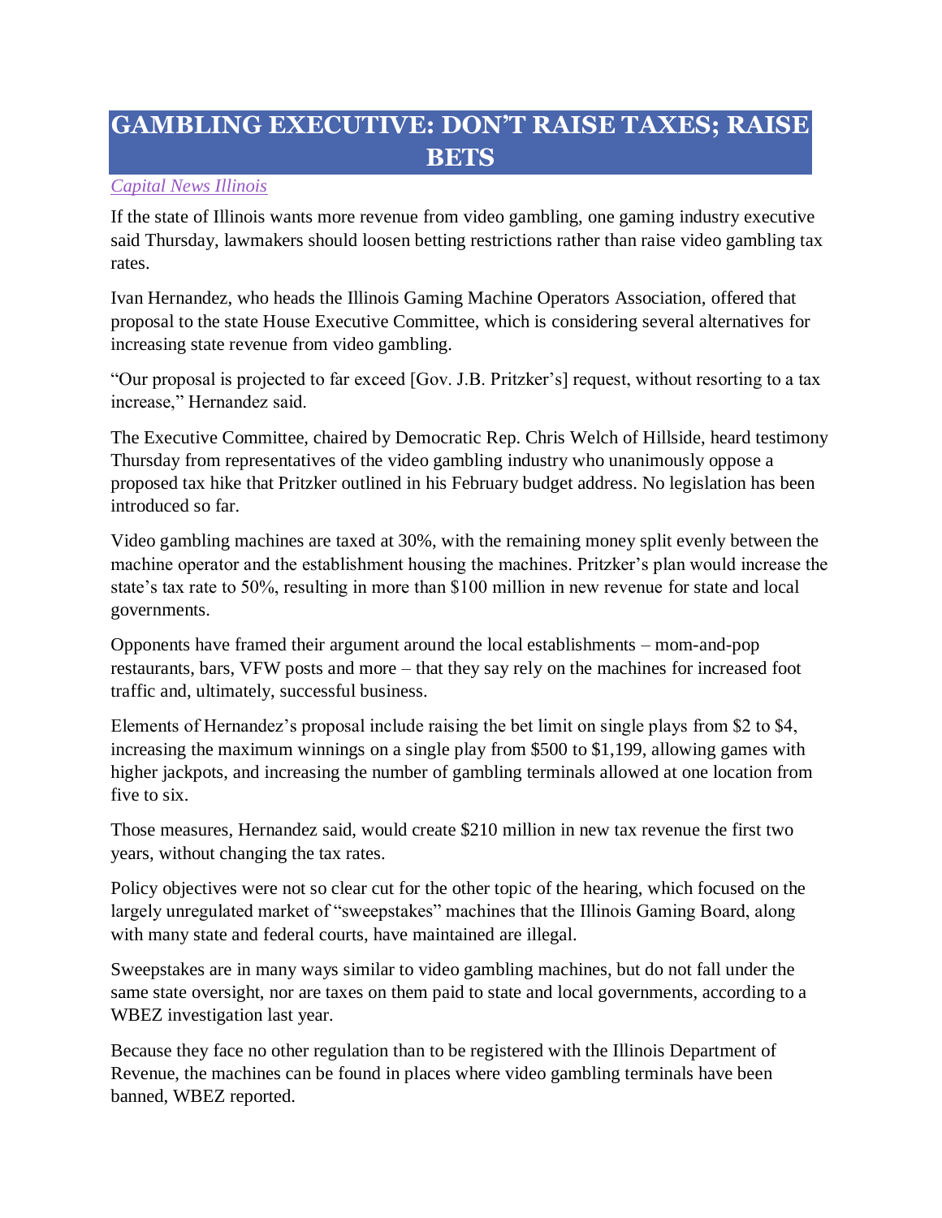# GAMBLING EXECUTIVE: DON'T RAISE TAXES; RAISE BETS

*Capital News Illinois*

If the state of Illinois wants more revenue from video gambling, one gaming industry executive said Thursday, lawmakers should loosen betting restrictions rather than raise video gambling tax rates.

Ivan Hernandez, who heads the Illinois Gaming Machine Operators Association, offered that proposal to the state House Executive Committee, which is considering several alternatives for increasing state revenue from video gambling.

"Our proposal is projected to far exceed [Gov. J.B. Pritzker's] request, without resorting to a tax increase," Hernandez said.

The Executive Committee, chaired by Democratic Rep. Chris Welch of Hillside, heard testimony Thursday from representatives of the video gambling industry who unanimously oppose a proposed tax hike that Pritzker outlined in his February budget address. No legislation has been introduced so far.

Video gambling machines are taxed at 30%, with the remaining money split evenly between the machine operator and the establishment housing the machines. Pritzker's plan would increase the state's tax rate to 50%, resulting in more than $100 million in new revenue for state and local governments.

Opponents have framed their argument around the local establishments – mom-and-pop restaurants, bars, VFW posts and more – that they say rely on the machines for increased foot traffic and, ultimately, successful business.

Elements of Hernandez's proposal include raising the bet limit on single plays from $2 to $4, increasing the maximum winnings on a single play from $500 to $1,199, allowing games with higher jackpots, and increasing the number of gambling terminals allowed at one location from five to six.

Those measures, Hernandez said, would create $210 million in new tax revenue the first two years, without changing the tax rates.

Policy objectives were not so clear cut for the other topic of the hearing, which focused on the largely unregulated market of "sweepstakes" machines that the Illinois Gaming Board, along with many state and federal courts, have maintained are illegal.

Sweepstakes are in many ways similar to video gambling machines, but do not fall under the same state oversight, nor are taxes on them paid to state and local governments, according to a WBEZ investigation last year.

Because they face no other regulation than to be registered with the Illinois Department of Revenue, the machines can be found in places where video gambling terminals have been banned, WBEZ reported.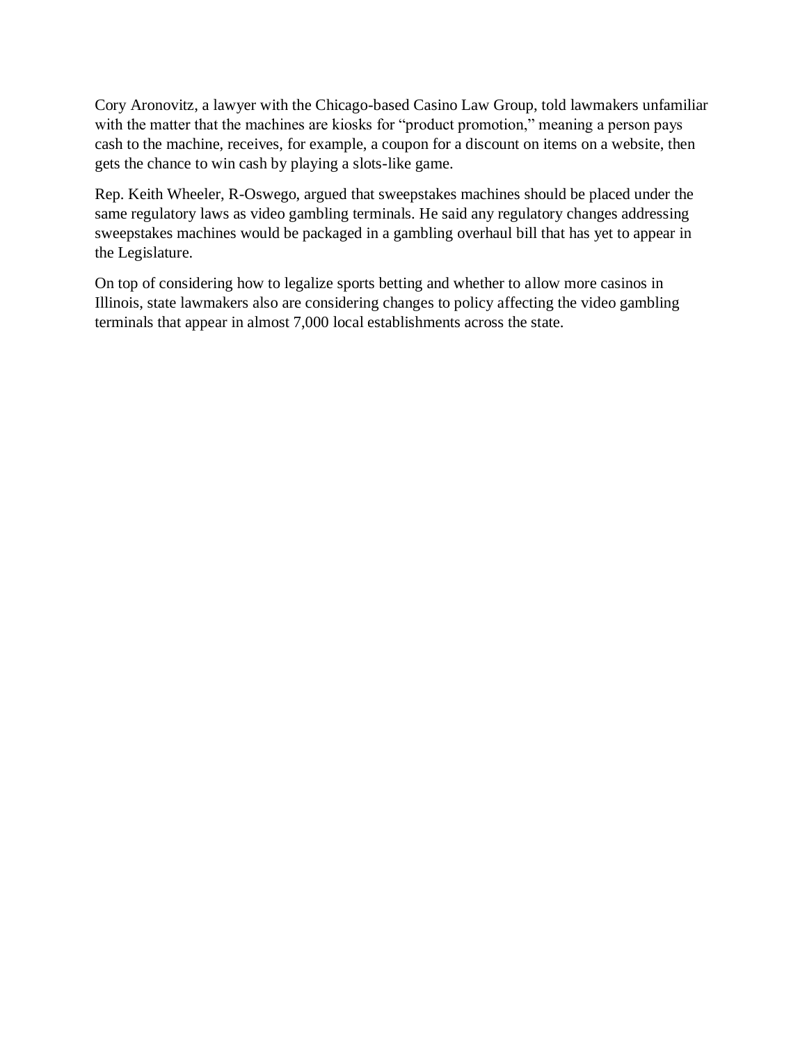Cory Aronovitz, a lawyer with the Chicago-based Casino Law Group, told lawmakers unfamiliar with the matter that the machines are kiosks for “product promotion,” meaning a person pays cash to the machine, receives, for example, a coupon for a discount on items on a website, then gets the chance to win cash by playing a slots-like game.

Rep. Keith Wheeler, R-Oswego, argued that sweepstakes machines should be placed under the same regulatory laws as video gambling terminals. He said any regulatory changes addressing sweepstakes machines would be packaged in a gambling overhaul bill that has yet to appear in the Legislature.

On top of considering how to legalize sports betting and whether to allow more casinos in Illinois, state lawmakers also are considering changes to policy affecting the video gambling terminals that appear in almost 7,000 local establishments across the state.